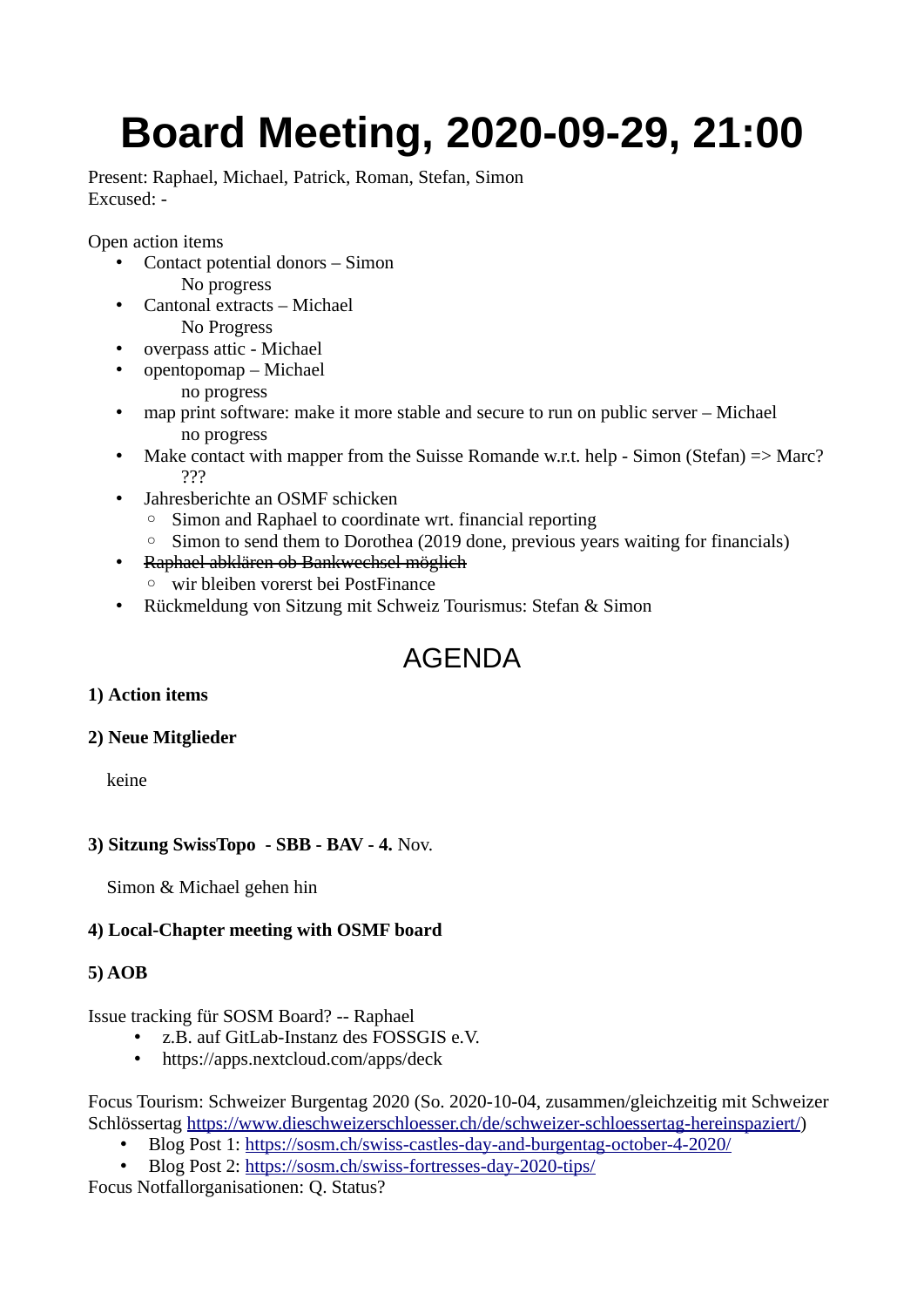# Board Meeting, 2020-09-29, 21:00

Present: Raphael, Michael, Patrick, Roman, Stefan, Simon
Excused: -

Open action items

- Contact potential donors – Simon
  No progress
- Cantonal extracts – Michael
  No Progress
- overpass attic - Michael
- opentopomap – Michael
  no progress
- map print software: make it more stable and secure to run on public server – Michael
  no progress
- Make contact with mapper from the Suisse Romande w.r.t. help - Simon (Stefan) => Marc?
  ???
- Jahresberichte an OSMF schicken
  - Simon and Raphael to coordinate wrt. financial reporting
  - Simon to send them to Dorothea (2019 done, previous years waiting for financials)
- ~~Raphael abklären ob Bankwechsel möglich~~
  - wir bleiben vorerst bei PostFinance
- Rückmeldung von Sitzung mit Schweiz Tourismus: Stefan & Simon

## AGENDA

**1) Action items**

**2) Neue Mitglieder**

keine

**3) Sitzung SwissTopo - SBB - BAV - 4.** Nov.

Simon & Michael gehen hin

**4) Local-Chapter meeting with OSMF board**

**5) AOB**

Issue tracking für SOSM Board? -- Raphael

- z.B. auf GitLab-Instanz des FOSSGIS e.V.
- https://apps.nextcloud.com/apps/deck

Focus Tourism: Schweizer Burgentag 2020 (So. 2020-10-04, zusammen/gleichzeitig mit Schweizer Schlössertag https://www.dieschweizerschloesser.ch/de/schweizer-schloessertag-hereinspaziert/)

- Blog Post 1: https://sosm.ch/swiss-castles-day-and-burgentag-october-4-2020/
- Blog Post 2: https://sosm.ch/swiss-fortresses-day-2020-tips/

Focus Notfallorganisationen: Q. Status?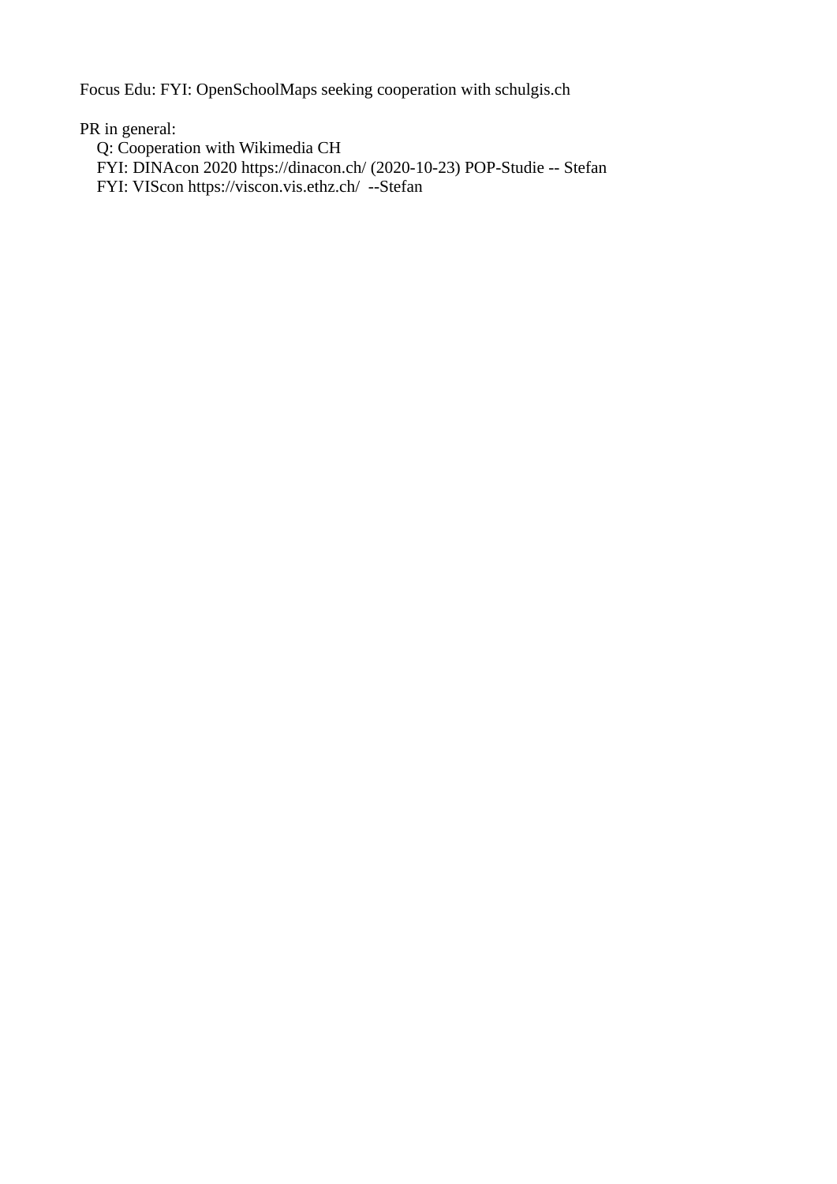Focus Edu: FYI: OpenSchoolMaps seeking cooperation with schulgis.ch

PR in general:

- Q: Cooperation with Wikimedia CH
- FYI: DINAcon 2020 https://dinacon.ch/ (2020-10-23) POP-Studie -- Stefan
- FYI: VIScon https://viscon.vis.ethz.ch/ --Stefan